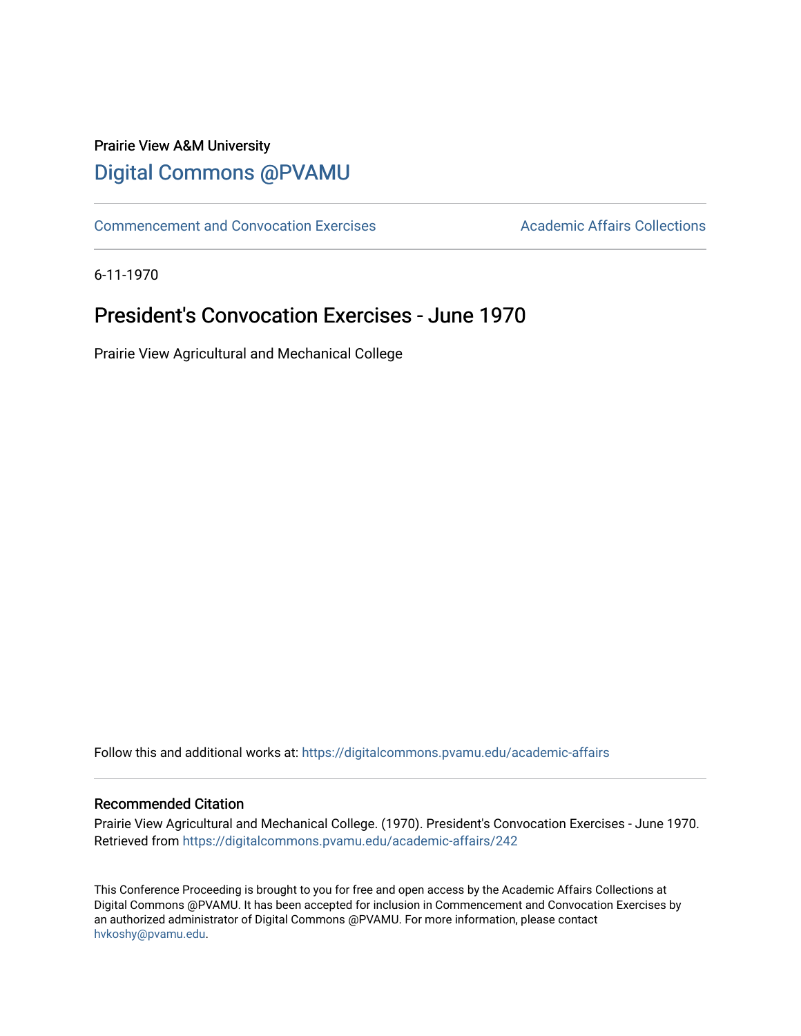Prairie View A&M University

# Digital Commons @PVAMU

Commencement and Convocation Exercises | Academic Affairs Collections

6-11-1970

## President's Convocation Exercises - June 1970

Prairie View Agricultural and Mechanical College

Follow this and additional works at: https://digitalcommons.pvamu.edu/academic-affairs

### Recommended Citation

Prairie View Agricultural and Mechanical College. (1970). President's Convocation Exercises - June 1970. Retrieved from https://digitalcommons.pvamu.edu/academic-affairs/242

This Conference Proceeding is brought to you for free and open access by the Academic Affairs Collections at Digital Commons @PVAMU. It has been accepted for inclusion in Commencement and Convocation Exercises by an authorized administrator of Digital Commons @PVAMU. For more information, please contact hvkoshy@pvamu.edu.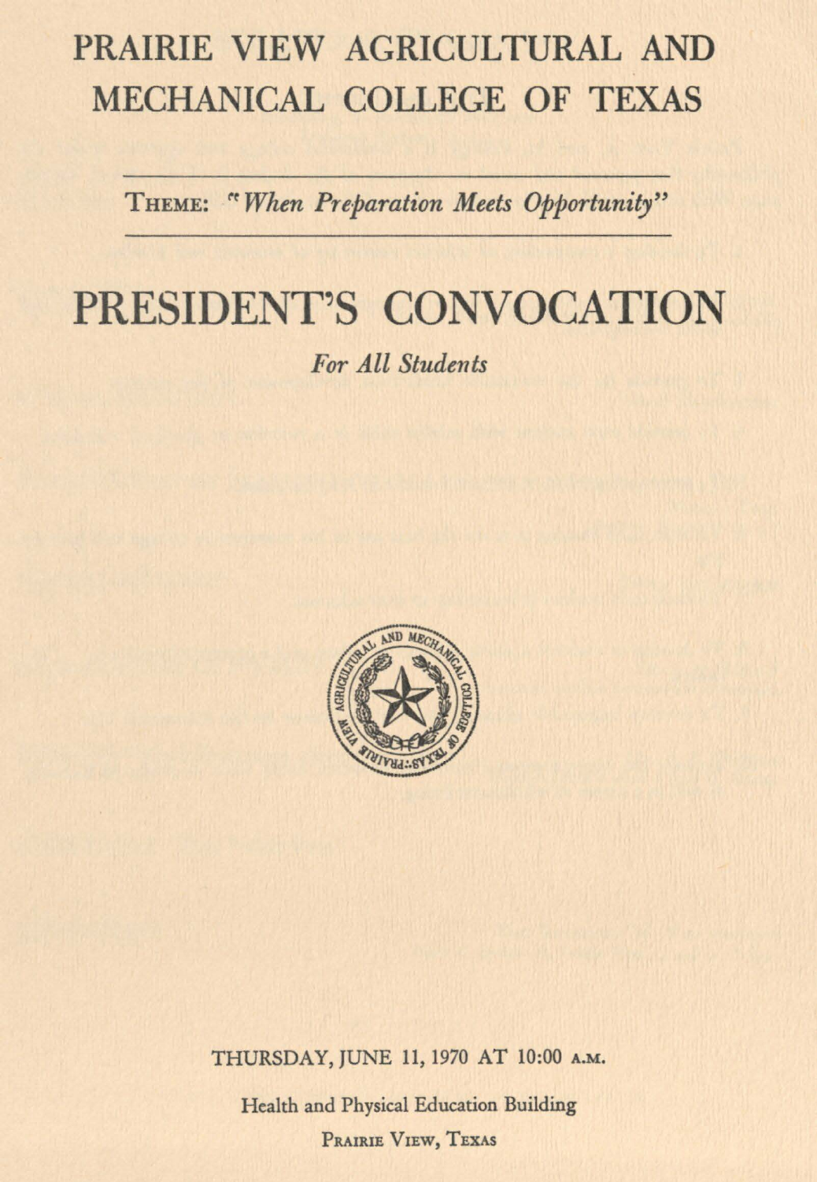# PRAIRIE VIEW AGRICULTURAL AND MECHANICAL COLLEGE OF TEXAS

THEME: *"When Preparation Meets Opportunity"*

# PRESIDENT'S CONVOCATION

*For All Students*

THURSDAY, JUNE 11, 1970 AT 10:00 A.M.

Health and Physical Education Building

PRAIRIE VIEW, TEXAS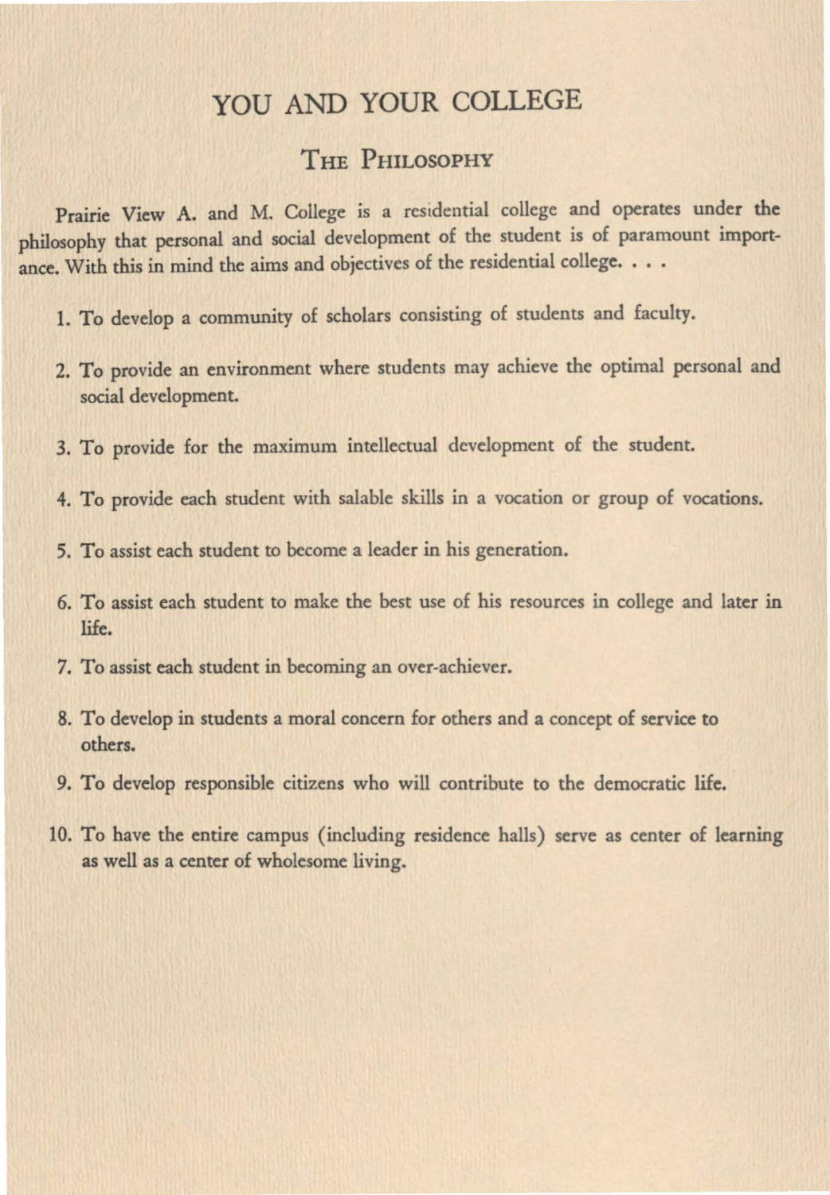# YOU AND YOUR COLLEGE

## The Philosophy

Prairie View A. and M. College is a residential college and operates under the philosophy that personal and social development of the student is of paramount importance. With this in mind the aims and objectives of the residential college. . . .

1. To develop a community of scholars consisting of students and faculty.
2. To provide an environment where students may achieve the optimal personal and social development.
3. To provide for the maximum intellectual development of the student.
4. To provide each student with salable skills in a vocation or group of vocations.
5. To assist each student to become a leader in his generation.
6. To assist each student to make the best use of his resources in college and later in life.
7. To assist each student in becoming an over-achiever.
8. To develop in students a moral concern for others and a concept of service to others.
9. To develop responsible citizens who will contribute to the democratic life.
10. To have the entire campus (including residence halls) serve as center of learning as well as a center of wholesome living.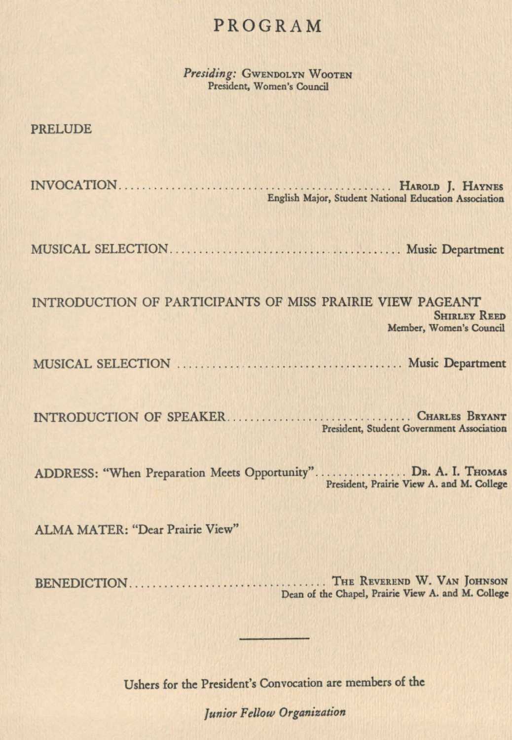# PROGRAM

*Presiding:* GWENDOLYN WOOTEN
President, Women's Council

PRELUDE

INVOCATION.................................................. HAROLD J. HAYNES
English Major, Student National Education Association

MUSICAL SELECTION........................................ Music Department

INTRODUCTION OF PARTICIPANTS OF MISS PRAIRIE VIEW PAGEANT
SHIRLEY REED
Member, Women's Council

MUSICAL SELECTION ........................................ Music Department

INTRODUCTION OF SPEAKER.................................. CHARLES BRYANT
President, Student Government Association

ADDRESS: "When Preparation Meets Opportunity"................ DR. A. I. THOMAS
President, Prairie View A. and M. College

ALMA MATER: "Dear Prairie View"

BENEDICTION.................................. THE REVEREND W. VAN JOHNSON
Dean of the Chapel, Prairie View A. and M. College

---

Ushers for the President's Convocation are members of the

*Junior Fellow Organization*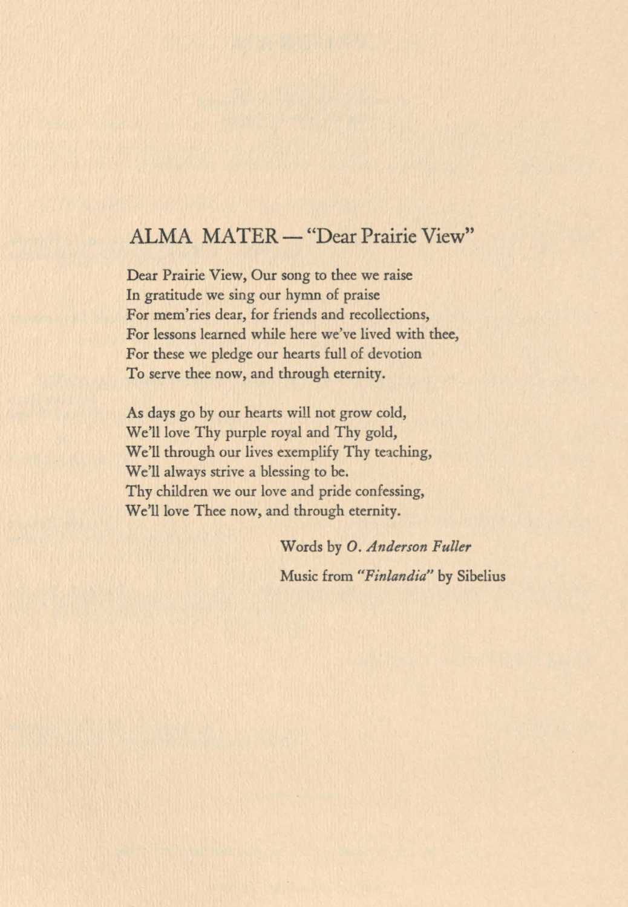## ALMA MATER — "Dear Prairie View"

Dear Prairie View, Our song to thee we raise
In gratitude we sing our hymn of praise
For mem'ries dear, for friends and recollections,
For lessons learned while here we've lived with thee,
For these we pledge our hearts full of devotion
To serve thee now, and through eternity.

As days go by our hearts will not grow cold,
We'll love Thy purple royal and Thy gold,
We'll through our lives exemplify Thy teaching,
We'll always strive a blessing to be.
Thy children we our love and pride confessing,
We'll love Thee now, and through eternity.

Words by *O. Anderson Fuller*

Music from *"Finlandia"* by Sibelius